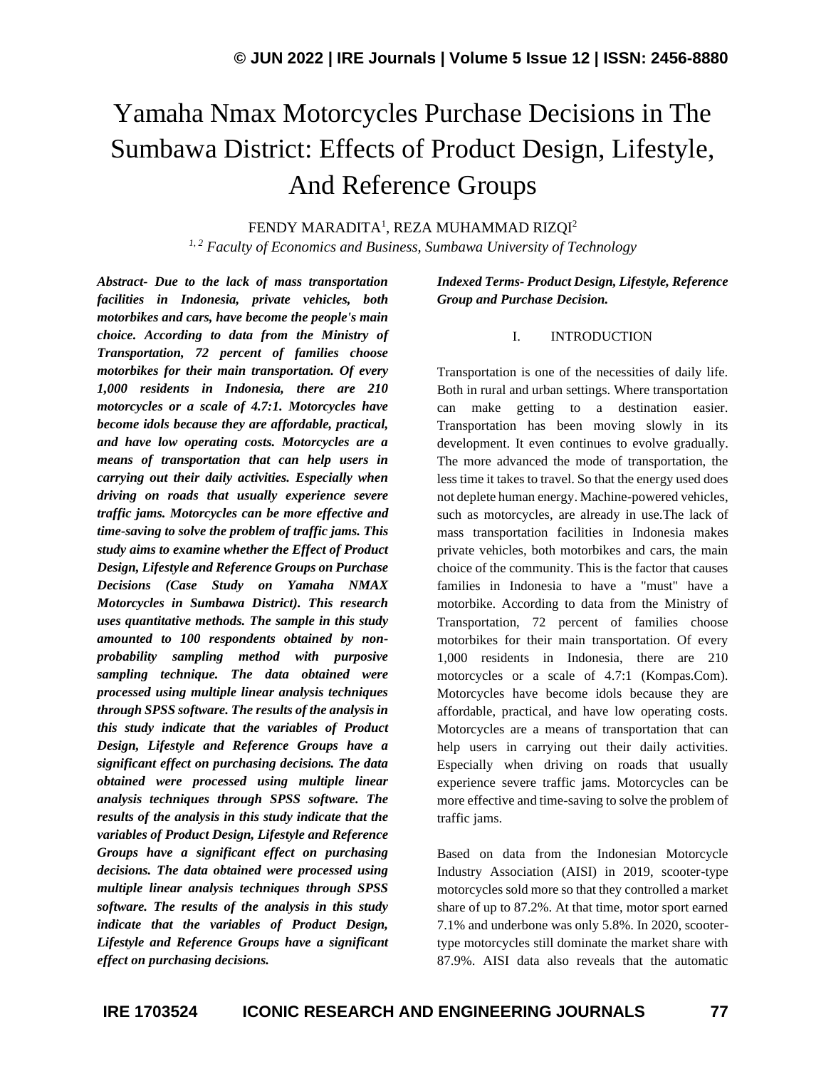#  Yamaha Nmax Motorcycles Purchase Decisions in The Sumbawa District: Effects of Product Design, Lifestyle, And Reference Groups

FENDY MARADITA[1], REZA MUHAMMAD RIZQI[2]

*[1, 2] Faculty of Economics and Business, Sumbawa University of Technology*

***Abstract- Due to the lack of mass transportation facilities in Indonesia, private vehicles, both motorbikes and cars, have become the people's main choice. According to data from the Ministry of Transportation, 72 percent of families choose motorbikes for their main transportation. Of every 1,000 residents in Indonesia, there are 210 motorcycles or a scale of 4.7:1. Motorcycles have become idols because they are affordable, practical, and have low operating costs. Motorcycles are a means of transportation that can help users in carrying out their daily activities. Especially when driving on roads that usually experience severe traffic jams. Motorcycles can be more effective and time-saving to solve the problem of traffic jams. This study aims to examine whether the Effect of Product Design, Lifestyle and Reference Groups on Purchase Decisions (Case Study on Yamaha NMAX Motorcycles in Sumbawa District). This research uses quantitative methods. The sample in this study amounted to 100 respondents obtained by non-probability sampling method with purposive sampling technique. The data obtained were processed using multiple linear analysis techniques through SPSS software. The results of the analysis in this study indicate that the variables of Product Design, Lifestyle and Reference Groups have a significant effect on purchasing decisions. The data obtained were processed using multiple linear analysis techniques through SPSS software. The results of the analysis in this study indicate that the variables of Product Design, Lifestyle and Reference Groups have a significant effect on purchasing decisions. The data obtained were processed using multiple linear analysis techniques through SPSS software. The results of the analysis in this study indicate that the variables of Product Design, Lifestyle and Reference Groups have a significant effect on purchasing decisions.***

***Indexed Terms- Product Design, Lifestyle, Reference Group and Purchase Decision.***

## I. INTRODUCTION

Transportation is one of the necessities of daily life. Both in rural and urban settings. Where transportation can make getting to a destination easier. Transportation has been moving slowly in its development. It even continues to evolve gradually. The more advanced the mode of transportation, the less time it takes to travel. So that the energy used does not deplete human energy. Machine-powered vehicles, such as motorcycles, are already in use.The lack of mass transportation facilities in Indonesia makes private vehicles, both motorbikes and cars, the main choice of the community. This is the factor that causes families in Indonesia to have a "must" have a motorbike. According to data from the Ministry of Transportation, 72 percent of families choose motorbikes for their main transportation. Of every 1,000 residents in Indonesia, there are 210 motorcycles or a scale of 4.7:1 (Kompas.Com). Motorcycles have become idols because they are affordable, practical, and have low operating costs. Motorcycles are a means of transportation that can help users in carrying out their daily activities. Especially when driving on roads that usually experience severe traffic jams. Motorcycles can be more effective and time-saving to solve the problem of traffic jams.

Based on data from the Indonesian Motorcycle Industry Association (AISI) in 2019, scooter-type motorcycles sold more so that they controlled a market share of up to 87.2%. At that time, motor sport earned 7.1% and underbone was only 5.8%. In 2020, scooter-type motorcycles still dominate the market share with 87.9%. AISI data also reveals that the automatic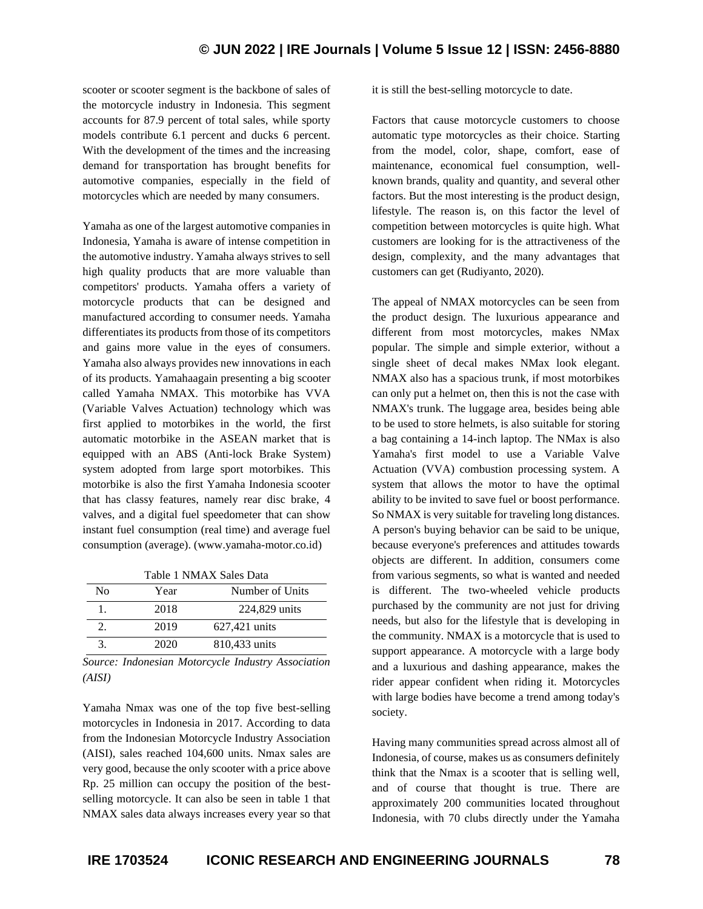scooter or scooter segment is the backbone of sales of the motorcycle industry in Indonesia. This segment accounts for 87.9 percent of total sales, while sporty models contribute 6.1 percent and ducks 6 percent. With the development of the times and the increasing demand for transportation has brought benefits for automotive companies, especially in the field of motorcycles which are needed by many consumers.

Yamaha as one of the largest automotive companies in Indonesia, Yamaha is aware of intense competition in the automotive industry. Yamaha always strives to sell high quality products that are more valuable than competitors' products. Yamaha offers a variety of motorcycle products that can be designed and manufactured according to consumer needs. Yamaha differentiates its products from those of its competitors and gains more value in the eyes of consumers. Yamaha also always provides new innovations in each of its products. Yamahaagain presenting a big scooter called Yamaha NMAX. This motorbike has VVA (Variable Valves Actuation) technology which was first applied to motorbikes in the world, the first automatic motorbike in the ASEAN market that is equipped with an ABS (Anti-lock Brake System) system adopted from large sport motorbikes. This motorbike is also the first Yamaha Indonesia scooter that has classy features, namely rear disc brake, 4 valves, and a digital fuel speedometer that can show instant fuel consumption (real time) and average fuel consumption (average). (www.yamaha-motor.co.id)

Table 1 NMAX Sales Data

| No | Year | Number of Units |
|---|---|---|
| 1. | 2018 | 224,829 units |
| 2. | 2019 | 627,421 units |
| 3. | 2020 | 810,433 units |

*Source: Indonesian Motorcycle Industry Association (AISI)*

Yamaha Nmax was one of the top five best-selling motorcycles in Indonesia in 2017. According to data from the Indonesian Motorcycle Industry Association (AISI), sales reached 104,600 units. Nmax sales are very good, because the only scooter with a price above Rp. 25 million can occupy the position of the best-selling motorcycle. It can also be seen in table 1 that NMAX sales data always increases every year so that it is still the best-selling motorcycle to date.

Factors that cause motorcycle customers to choose automatic type motorcycles as their choice. Starting from the model, color, shape, comfort, ease of maintenance, economical fuel consumption, well-known brands, quality and quantity, and several other factors. But the most interesting is the product design, lifestyle. The reason is, on this factor the level of competition between motorcycles is quite high. What customers are looking for is the attractiveness of the design, complexity, and the many advantages that customers can get (Rudiyanto, 2020).

The appeal of NMAX motorcycles can be seen from the product design. The luxurious appearance and different from most motorcycles, makes NMax popular. The simple and simple exterior, without a single sheet of decal makes NMax look elegant. NMAX also has a spacious trunk, if most motorbikes can only put a helmet on, then this is not the case with NMAX's trunk. The luggage area, besides being able to be used to store helmets, is also suitable for storing a bag containing a 14-inch laptop. The NMax is also Yamaha's first model to use a Variable Valve Actuation (VVA) combustion processing system. A system that allows the motor to have the optimal ability to be invited to save fuel or boost performance. So NMAX is very suitable for traveling long distances. A person's buying behavior can be said to be unique, because everyone's preferences and attitudes towards objects are different. In addition, consumers come from various segments, so what is wanted and needed is different. The two-wheeled vehicle products purchased by the community are not just for driving needs, but also for the lifestyle that is developing in the community. NMAX is a motorcycle that is used to support appearance. A motorcycle with a large body and a luxurious and dashing appearance, makes the rider appear confident when riding it. Motorcycles with large bodies have become a trend among today's society.

Having many communities spread across almost all of Indonesia, of course, makes us as consumers definitely think that the Nmax is a scooter that is selling well, and of course that thought is true. There are approximately 200 communities located throughout Indonesia, with 70 clubs directly under the Yamaha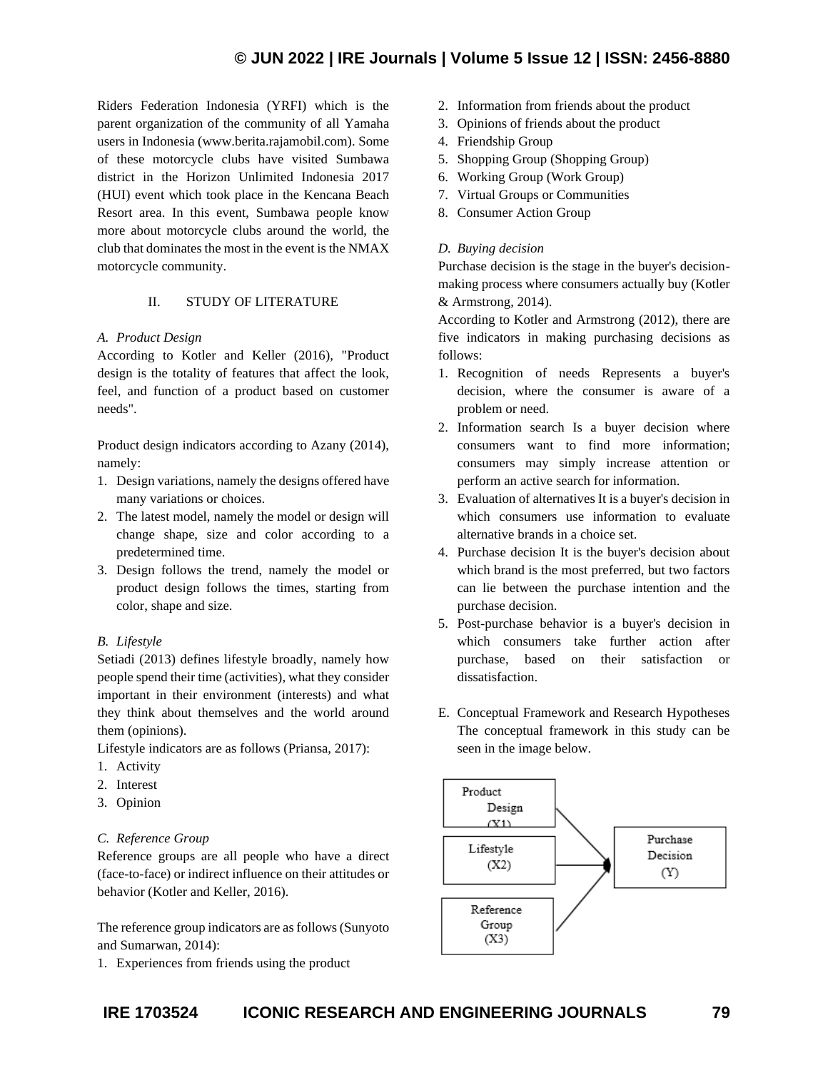Riders Federation Indonesia (YRFI) which is the parent organization of the community of all Yamaha users in Indonesia (www.berita.rajamobil.com). Some of these motorcycle clubs have visited Sumbawa district in the Horizon Unlimited Indonesia 2017 (HUI) event which took place in the Kencana Beach Resort area. In this event, Sumbawa people know more about motorcycle clubs around the world, the club that dominates the most in the event is the NMAX motorcycle community.

## II. STUDY OF LITERATURE

### *A. Product Design*

According to Kotler and Keller (2016), "Product design is the totality of features that affect the look, feel, and function of a product based on customer needs".

Product design indicators according to Azany (2014), namely:

1. Design variations, namely the designs offered have many variations or choices.
2. The latest model, namely the model or design will change shape, size and color according to a predetermined time.
3. Design follows the trend, namely the model or product design follows the times, starting from color, shape and size.

### *B. Lifestyle*

Setiadi (2013) defines lifestyle broadly, namely how people spend their time (activities), what they consider important in their environment (interests) and what they think about themselves and the world around them (opinions).

Lifestyle indicators are as follows (Priansa, 2017):

1. Activity
2. Interest
3. Opinion

### *C. Reference Group*

Reference groups are all people who have a direct (face-to-face) or indirect influence on their attitudes or behavior (Kotler and Keller, 2016).

The reference group indicators are as follows (Sunyoto and Sumarwan, 2014):

1. Experiences from friends using the product
2. Information from friends about the product
3. Opinions of friends about the product
4. Friendship Group
5. Shopping Group (Shopping Group)
6. Working Group (Work Group)
7. Virtual Groups or Communities
8. Consumer Action Group

### *D. Buying decision*

Purchase decision is the stage in the buyer's decision-making process where consumers actually buy (Kotler & Armstrong, 2014).

According to Kotler and Armstrong (2012), there are five indicators in making purchasing decisions as follows:

1. Recognition of needs Represents a buyer's decision, where the consumer is aware of a problem or need.
2. Information search Is a buyer decision where consumers want to find more information; consumers may simply increase attention or perform an active search for information.
3. Evaluation of alternatives It is a buyer's decision in which consumers use information to evaluate alternative brands in a choice set.
4. Purchase decision It is the buyer's decision about which brand is the most preferred, but two factors can lie between the purchase intention and the purchase decision.
5. Post-purchase behavior is a buyer's decision in which consumers take further action after purchase, based on their satisfaction or dissatisfaction.

E. Conceptual Framework and Research Hypotheses
The conceptual framework in this study can be seen in the image below.

Product Design (X1) → Purchase Decision (Y)
Lifestyle (X2) → Purchase Decision (Y)
Reference Group (X3) → Purchase Decision (Y)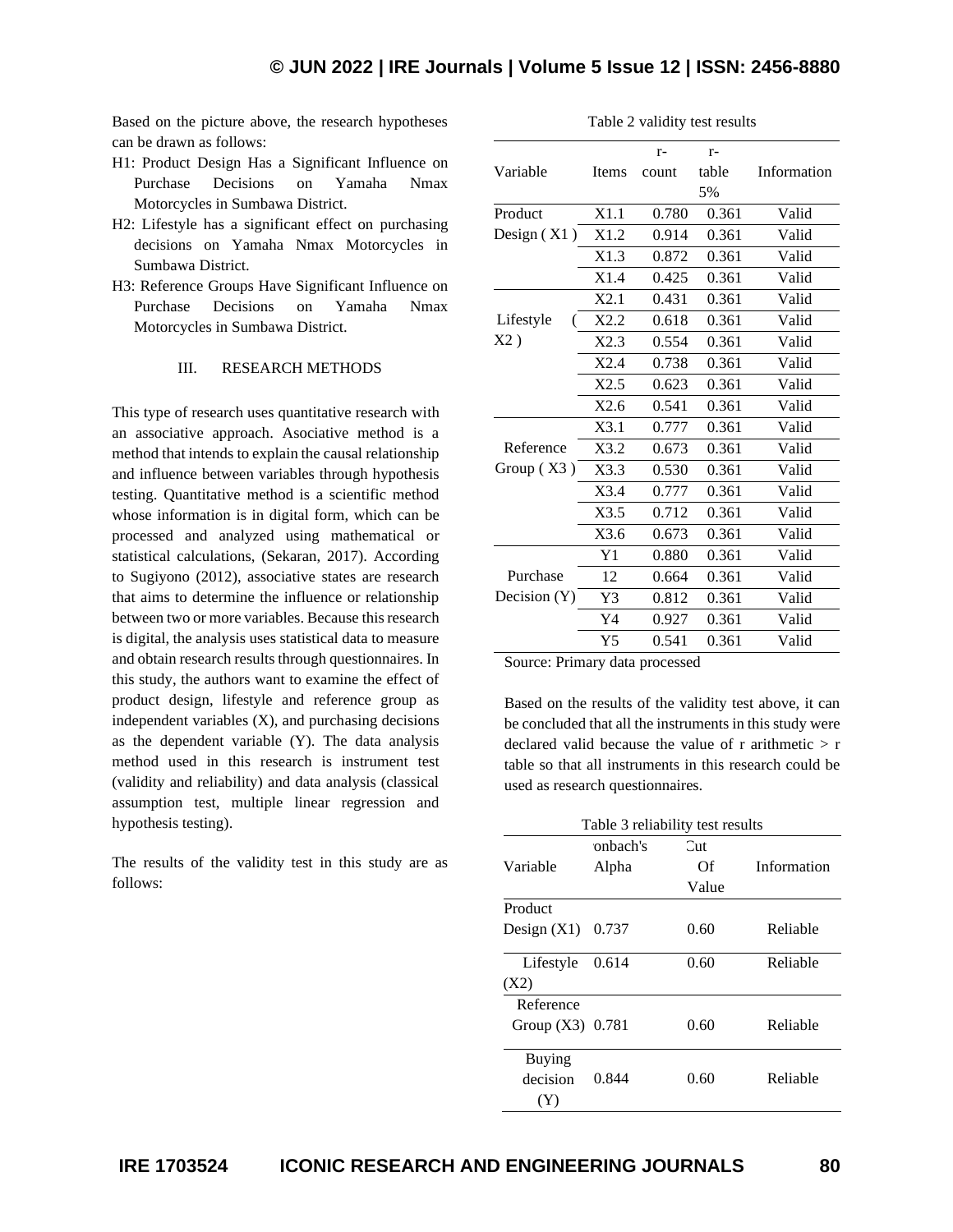Based on the picture above, the research hypotheses can be drawn as follows:

- H1: Product Design Has a Significant Influence on Purchase Decisions on Yamaha Nmax Motorcycles in Sumbawa District.
- H2: Lifestyle has a significant effect on purchasing decisions on Yamaha Nmax Motorcycles in Sumbawa District.
- H3: Reference Groups Have Significant Influence on Purchase Decisions on Yamaha Nmax Motorcycles in Sumbawa District.

## III. RESEARCH METHODS

This type of research uses quantitative research with an associative approach. Asociative method is a method that intends to explain the causal relationship and influence between variables through hypothesis testing. Quantitative method is a scientific method whose information is in digital form, which can be processed and analyzed using mathematical or statistical calculations, (Sekaran, 2017). According to Sugiyono (2012), associative states are research that aims to determine the influence or relationship between two or more variables. Because this research is digital, the analysis uses statistical data to measure and obtain research results through questionnaires. In this study, the authors want to examine the effect of product design, lifestyle and reference group as independent variables (X), and purchasing decisions as the dependent variable (Y). The data analysis method used in this research is instrument test (validity and reliability) and data analysis (classical assumption test, multiple linear regression and hypothesis testing).

The results of the validity test in this study are as follows:

Table 2 validity test results

| Variable | Items | r-count | r-table 5% | Information |
|---|---|---|---|---|
| Product Design ( X1 ) | X1.1 | 0.780 | 0.361 | Valid |
| | X1.2 | 0.914 | 0.361 | Valid |
| | X1.3 | 0.872 | 0.361 | Valid |
| | X1.4 | 0.425 | 0.361 | Valid |
| Lifestyle ( X2 ) | X2.1 | 0.431 | 0.361 | Valid |
| | X2.2 | 0.618 | 0.361 | Valid |
| | X2.3 | 0.554 | 0.361 | Valid |
| | X2.4 | 0.738 | 0.361 | Valid |
| | X2.5 | 0.623 | 0.361 | Valid |
| | X2.6 | 0.541 | 0.361 | Valid |
| Reference Group ( X3 ) | X3.1 | 0.777 | 0.361 | Valid |
| | X3.2 | 0.673 | 0.361 | Valid |
| | X3.3 | 0.530 | 0.361 | Valid |
| | X3.4 | 0.777 | 0.361 | Valid |
| | X3.5 | 0.712 | 0.361 | Valid |
| | X3.6 | 0.673 | 0.361 | Valid |
| Purchase Decision (Y) | Y1 | 0.880 | 0.361 | Valid |
| | 12 | 0.664 | 0.361 | Valid |
| | Y3 | 0.812 | 0.361 | Valid |
| | Y4 | 0.927 | 0.361 | Valid |
| | Y5 | 0.541 | 0.361 | Valid |

Source: Primary data processed

Based on the results of the validity test above, it can be concluded that all the instruments in this study were declared valid because the value of r arithmetic > r table so that all instruments in this research could be used as research questionnaires.

Table 3 reliability test results

| Variable | onbach's Alpha | Cut Of Value | Information |
|---|---|---|---|
| Product Design (X1) | 0.737 | 0.60 | Reliable |
| Lifestyle (X2) | 0.614 | 0.60 | Reliable |
| Reference Group (X3) | 0.781 | 0.60 | Reliable |
| Buying decision (Y) | 0.844 | 0.60 | Reliable |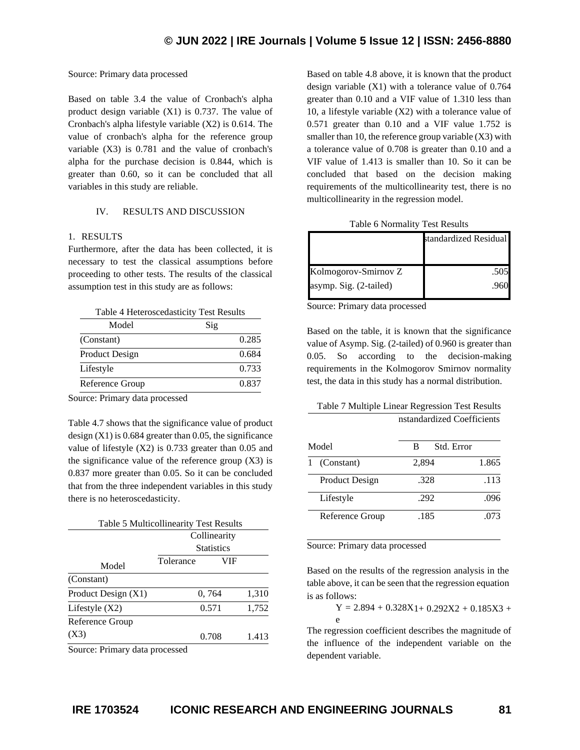Source: Primary data processed

Based on table 3.4 the value of Cronbach's alpha product design variable (X1) is 0.737. The value of Cronbach's alpha lifestyle variable (X2) is 0.614. The value of cronbach's alpha for the reference group variable (X3) is 0.781 and the value of cronbach's alpha for the purchase decision is 0.844, which is greater than 0.60, so it can be concluded that all variables in this study are reliable.

## IV. RESULTS AND DISCUSSION

### 1. RESULTS

Furthermore, after the data has been collected, it is necessary to test the classical assumptions before proceeding to other tests. The results of the classical assumption test in this study are as follows:

Table 4 Heteroscedasticity Test Results

| Model | Sig |
|---|---|
| (Constant) | 0.285 |
| Product Design | 0.684 |
| Lifestyle | 0.733 |
| Reference Group | 0.837 |

Source: Primary data processed

Table 4.7 shows that the significance value of product design (X1) is 0.684 greater than 0.05, the significance value of lifestyle (X2) is 0.733 greater than 0.05 and the significance value of the reference group (X3) is 0.837 more greater than 0.05. So it can be concluded that from the three independent variables in this study there is no heteroscedasticity.

Table 5 Multicollinearity Test Results

| Model | Collinearity Statistics | |
|---|---|---|
| | Tolerance | VIF |
| (Constant) | | |
| Product Design (X1) | 0, 764 | 1,310 |
| Lifestyle (X2) | 0.571 | 1,752 |
| Reference Group (X3) | 0.708 | 1.413 |

Source: Primary data processed

Based on table 4.8 above, it is known that the product design variable (X1) with a tolerance value of 0.764 greater than 0.10 and a VIF value of 1.310 less than 10, a lifestyle variable (X2) with a tolerance value of 0.571 greater than 0.10 and a VIF value 1.752 is smaller than 10, the reference group variable (X3) with a tolerance value of 0.708 is greater than 0.10 and a VIF value of 1.413 is smaller than 10. So it can be concluded that based on the decision making requirements of the multicollinearity test, there is no multicollinearity in the regression model.

Table 6 Normality Test Results

| | standardized Residual |
|---|---|
| Kolmogorov-Smirnov Z | .505 |
| asymp. Sig. (2-tailed) | .960 |

Source: Primary data processed

Based on the table, it is known that the significance value of Asymp. Sig. (2-tailed) of 0.960 is greater than 0.05. So according to the decision-making requirements in the Kolmogorov Smirnov normality test, the data in this study has a normal distribution.

Table 7 Multiple Linear Regression Test Results

| Model | nstandardized Coefficients | |
|---|---|---|
| | B | Std. Error |
| 1 (Constant) | 2,894 | 1.865 |
| Product Design | .328 | .113 |
| Lifestyle | .292 | .096 |
| Reference Group | .185 | .073 |

Source: Primary data processed

Based on the results of the regression analysis in the table above, it can be seen that the regression equation is as follows:

$$Y = 2.894 + 0.328X_1 + 0.292X2 + 0.185X3 + e$$

The regression coefficient describes the magnitude of the influence of the independent variable on the dependent variable.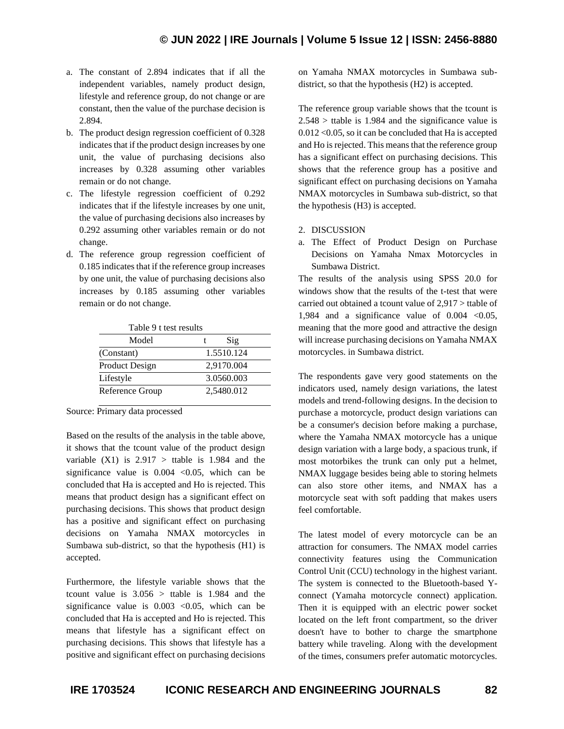a. The constant of 2.894 indicates that if all the independent variables, namely product design, lifestyle and reference group, do not change or are constant, then the value of the purchase decision is 2.894.
b. The product design regression coefficient of 0.328 indicates that if the product design increases by one unit, the value of purchasing decisions also increases by 0.328 assuming other variables remain or do not change.
c. The lifestyle regression coefficient of 0.292 indicates that if the lifestyle increases by one unit, the value of purchasing decisions also increases by 0.292 assuming other variables remain or do not change.
d. The reference group regression coefficient of 0.185 indicates that if the reference group increases by one unit, the value of purchasing decisions also increases by 0.185 assuming other variables remain or do not change.

Table 9 t test results

| Model | t | Sig |
|---|---|---|
| (Constant) | 1.551 | 0.124 |
| Product Design | 2,917 | 0.004 |
| Lifestyle | 3.056 | 0.003 |
| Reference Group | 2,548 | 0.012 |

Source: Primary data processed

Based on the results of the analysis in the table above, it shows that the tcount value of the product design variable (X1) is 2.917 > ttable is 1.984 and the significance value is 0.004 <0.05, which can be concluded that Ha is accepted and Ho is rejected. This means that product design has a significant effect on purchasing decisions. This shows that product design has a positive and significant effect on purchasing decisions on Yamaha NMAX motorcycles in Sumbawa sub-district, so that the hypothesis (H1) is accepted.

Furthermore, the lifestyle variable shows that the tcount value is 3.056 > ttable is 1.984 and the significance value is 0.003 <0.05, which can be concluded that Ha is accepted and Ho is rejected. This means that lifestyle has a significant effect on purchasing decisions. This shows that lifestyle has a positive and significant effect on purchasing decisions on Yamaha NMAX motorcycles in Sumbawa sub-district, so that the hypothesis (H2) is accepted.

The reference group variable shows that the tcount is 2.548 > ttable is 1.984 and the significance value is 0.012 <0.05, so it can be concluded that Ha is accepted and Ho is rejected. This means that the reference group has a significant effect on purchasing decisions. This shows that the reference group has a positive and significant effect on purchasing decisions on Yamaha NMAX motorcycles in Sumbawa sub-district, so that the hypothesis (H3) is accepted.

2. DISCUSSION

a. The Effect of Product Design on Purchase Decisions on Yamaha Nmax Motorcycles in Sumbawa District.

The results of the analysis using SPSS 20.0 for windows show that the results of the t-test that were carried out obtained a tcount value of 2,917 > ttable of 1,984 and a significance value of 0.004 <0.05, meaning that the more good and attractive the design will increase purchasing decisions on Yamaha NMAX motorcycles. in Sumbawa district.

The respondents gave very good statements on the indicators used, namely design variations, the latest models and trend-following designs. In the decision to purchase a motorcycle, product design variations can be a consumer's decision before making a purchase, where the Yamaha NMAX motorcycle has a unique design variation with a large body, a spacious trunk, if most motorbikes the trunk can only put a helmet, NMAX luggage besides being able to storing helmets can also store other items, and NMAX has a motorcycle seat with soft padding that makes users feel comfortable.

The latest model of every motorcycle can be an attraction for consumers. The NMAX model carries connectivity features using the Communication Control Unit (CCU) technology in the highest variant. The system is connected to the Bluetooth-based Y-connect (Yamaha motorcycle connect) application. Then it is equipped with an electric power socket located on the left front compartment, so the driver doesn't have to bother to charge the smartphone battery while traveling. Along with the development of the times, consumers prefer automatic motorcycles.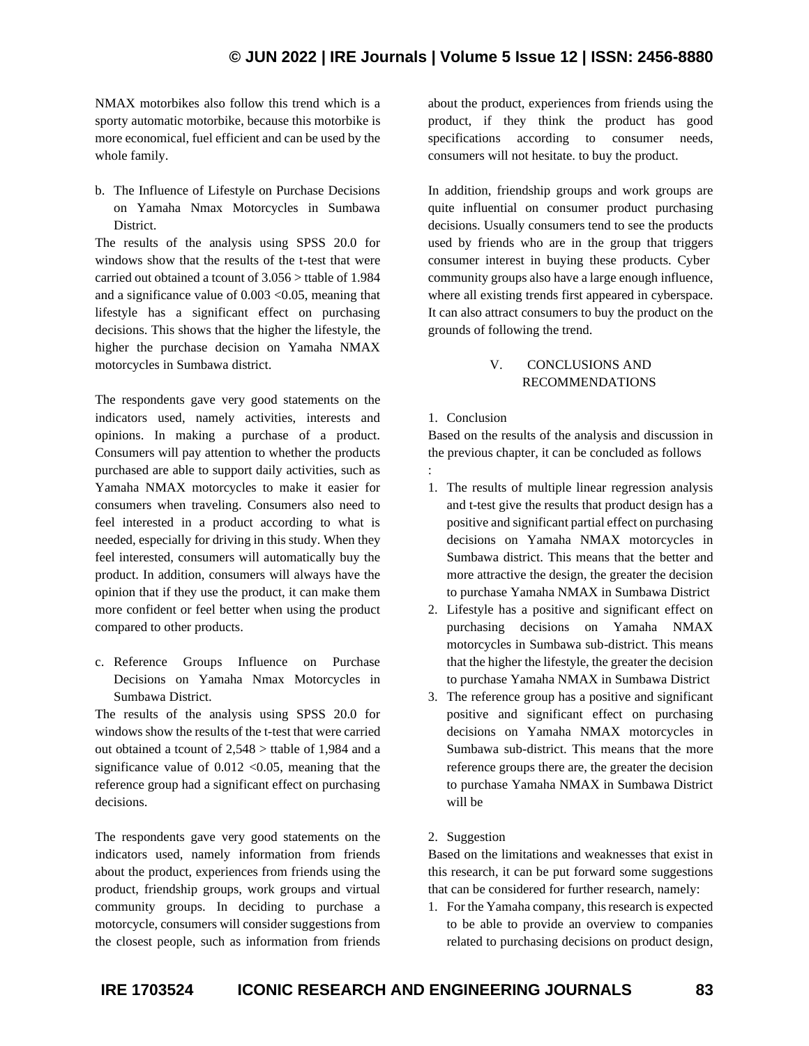NMAX motorbikes also follow this trend which is a sporty automatic motorbike, because this motorbike is more economical, fuel efficient and can be used by the whole family.

b. The Influence of Lifestyle on Purchase Decisions on Yamaha Nmax Motorcycles in Sumbawa District.

The results of the analysis using SPSS 20.0 for windows show that the results of the t-test that were carried out obtained a tcount of 3.056 > ttable of 1.984 and a significance value of 0.003 <0.05, meaning that lifestyle has a significant effect on purchasing decisions. This shows that the higher the lifestyle, the higher the purchase decision on Yamaha NMAX motorcycles in Sumbawa district.

The respondents gave very good statements on the indicators used, namely activities, interests and opinions. In making a purchase of a product. Consumers will pay attention to whether the products purchased are able to support daily activities, such as Yamaha NMAX motorcycles to make it easier for consumers when traveling. Consumers also need to feel interested in a product according to what is needed, especially for driving in this study. When they feel interested, consumers will automatically buy the product. In addition, consumers will always have the opinion that if they use the product, it can make them more confident or feel better when using the product compared to other products.

c. Reference Groups Influence on Purchase Decisions on Yamaha Nmax Motorcycles in Sumbawa District.

The results of the analysis using SPSS 20.0 for windows show the results of the t-test that were carried out obtained a tcount of 2,548 > ttable of 1,984 and a significance value of 0.012 <0.05, meaning that the reference group had a significant effect on purchasing decisions.

The respondents gave very good statements on the indicators used, namely information from friends about the product, experiences from friends using the product, friendship groups, work groups and virtual community groups. In deciding to purchase a motorcycle, consumers will consider suggestions from the closest people, such as information from friends about the product, experiences from friends using the product, if they think the product has good specifications according to consumer needs, consumers will not hesitate. to buy the product.

In addition, friendship groups and work groups are quite influential on consumer product purchasing decisions. Usually consumers tend to see the products used by friends who are in the group that triggers consumer interest in buying these products. Cyber community groups also have a large enough influence, where all existing trends first appeared in cyberspace. It can also attract consumers to buy the product on the grounds of following the trend.

## V. CONCLUSIONS AND RECOMMENDATIONS

### 1. Conclusion

Based on the results of the analysis and discussion in the previous chapter, it can be concluded as follows :

1. The results of multiple linear regression analysis and t-test give the results that product design has a positive and significant partial effect on purchasing decisions on Yamaha NMAX motorcycles in Sumbawa district. This means that the better and more attractive the design, the greater the decision to purchase Yamaha NMAX in Sumbawa District
2. Lifestyle has a positive and significant effect on purchasing decisions on Yamaha NMAX motorcycles in Sumbawa sub-district. This means that the higher the lifestyle, the greater the decision to purchase Yamaha NMAX in Sumbawa District
3. The reference group has a positive and significant positive and significant effect on purchasing decisions on Yamaha NMAX motorcycles in Sumbawa sub-district. This means that the more reference groups there are, the greater the decision to purchase Yamaha NMAX in Sumbawa District will be

### 2. Suggestion

Based on the limitations and weaknesses that exist in this research, it can be put forward some suggestions that can be considered for further research, namely:

1. For the Yamaha company, this research is expected to be able to provide an overview to companies related to purchasing decisions on product design,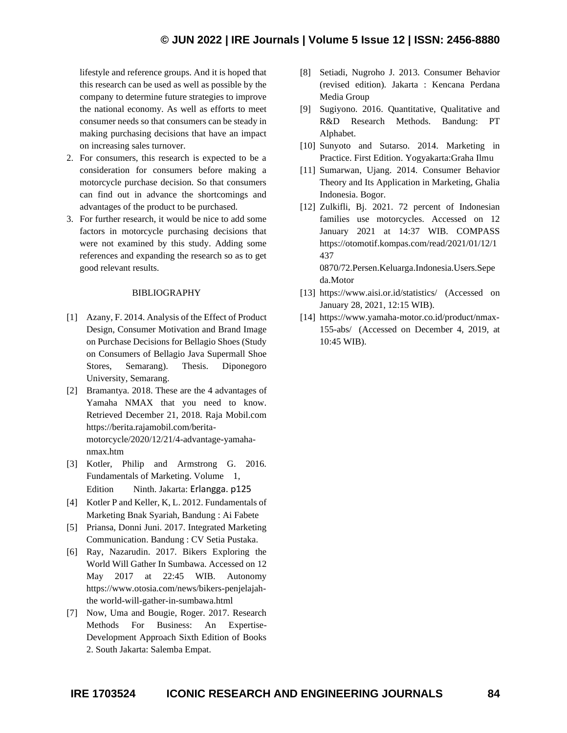lifestyle and reference groups. And it is hoped that this research can be used as well as possible by the company to determine future strategies to improve the national economy. As well as efforts to meet consumer needs so that consumers can be steady in making purchasing decisions that have an impact on increasing sales turnover.

2. For consumers, this research is expected to be a consideration for consumers before making a motorcycle purchase decision. So that consumers can find out in advance the shortcomings and advantages of the product to be purchased.
3. For further research, it would be nice to add some factors in motorcycle purchasing decisions that were not examined by this study. Adding some references and expanding the research so as to get good relevant results.

## BIBLIOGRAPHY

[1] Azany, F. 2014. Analysis of the Effect of Product Design, Consumer Motivation and Brand Image on Purchase Decisions for Bellagio Shoes (Study on Consumers of Bellagio Java Supermall Shoe Stores, Semarang). Thesis. Diponegoro University, Semarang.

[2] Bramantya. 2018. These are the 4 advantages of Yamaha NMAX that you need to know. Retrieved December 21, 2018. Raja Mobil.com https://berita.rajamobil.com/berita-motorcycle/2020/12/21/4-advantage-yamaha-nmax.htm

[3] Kotler, Philip and Armstrong G. 2016. Fundamentals of Marketing. Volume 1, Edition Ninth. Jakarta: Erlangga. p125

[4] Kotler P and Keller, K, L. 2012. Fundamentals of Marketing Bnak Syariah, Bandung : Ai Fabete

[5] Priansa, Donni Juni. 2017. Integrated Marketing Communication. Bandung : CV Setia Pustaka.

[6] Ray, Nazarudin. 2017. Bikers Exploring the World Will Gather In Sumbawa. Accessed on 12 May 2017 at 22:45 WIB. Autonomy https://www.otosia.com/news/bikers-penjelajah-the world-will-gather-in-sumbawa.html

[7] Now, Uma and Bougie, Roger. 2017. Research Methods For Business: An Expertise-Development Approach Sixth Edition of Books 2. South Jakarta: Salemba Empat.

[8] Setiadi, Nugroho J. 2013. Consumer Behavior (revised edition). Jakarta : Kencana Perdana Media Group

[9] Sugiyono. 2016. Quantitative, Qualitative and R&D Research Methods. Bandung: PT Alphabet.

[10] Sunyoto and Sutarso. 2014. Marketing in Practice. First Edition. Yogyakarta:Graha Ilmu

[11] Sumarwan, Ujang. 2014. Consumer Behavior Theory and Its Application in Marketing, Ghalia Indonesia. Bogor.

[12] Zulkifli, Bj. 2021. 72 percent of Indonesian families use motorcycles. Accessed on 12 January 2021 at 14:37 WIB. COMPASS https://otomotif.kompas.com/read/2021/01/12/1437 0870/72.Persen.Keluarga.Indonesia.Users.Sepeda.Motor

[13] https://www.aisi.or.id/statistics/ (Accessed on January 28, 2021, 12:15 WIB).

[14] https://www.yamaha-motor.co.id/product/nmax-155-abs/ (Accessed on December 4, 2019, at 10:45 WIB).